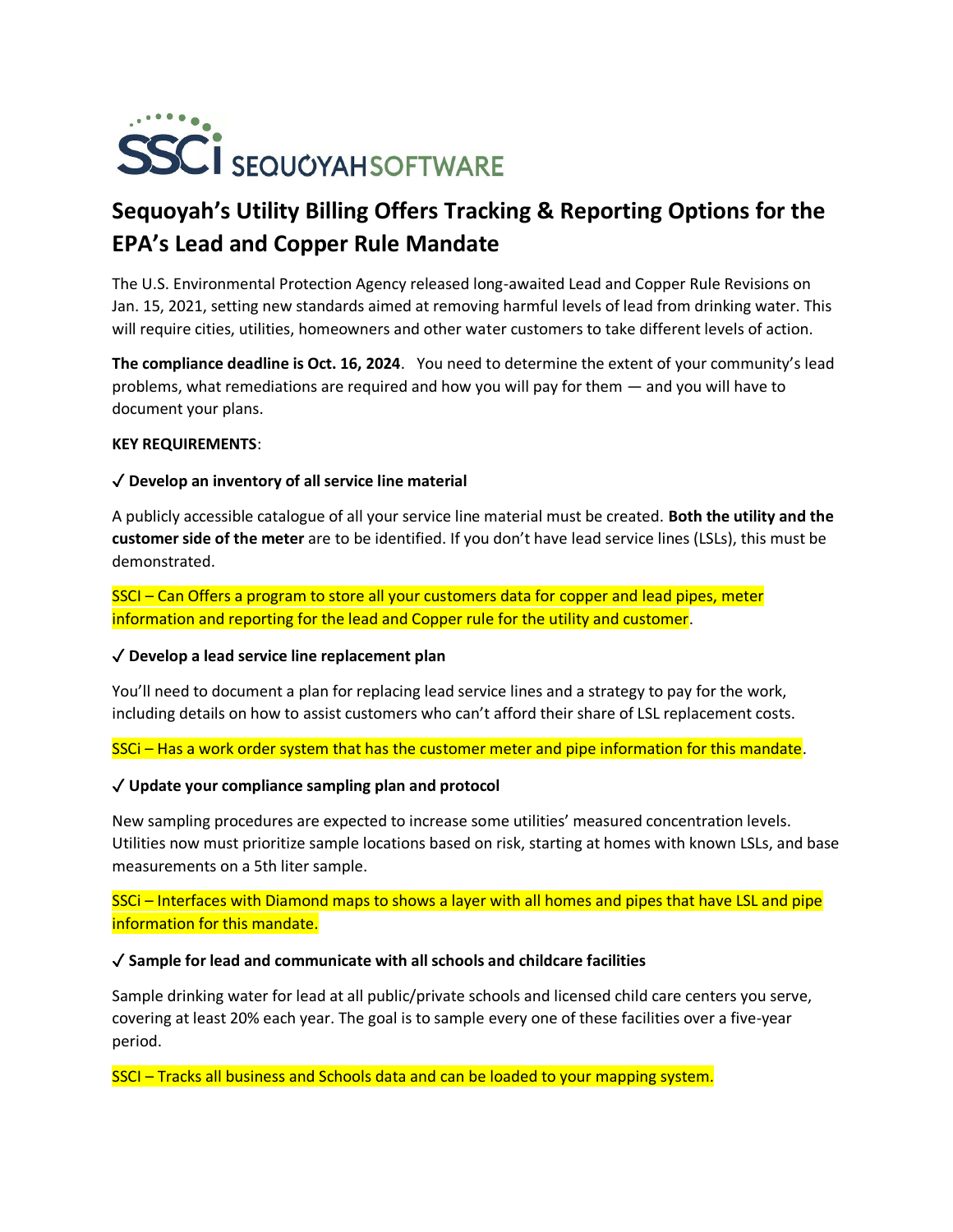# Sequoyah's Utility Billing Offers Tracking & Reporting Options for the EPA's Lead and Copper Rule Mandate

The U.S. Environmental Protection Agency released long-awaited Lead and Copper Rule Revisions on Jan. 15, 2021, setting new standards aimed at removing harmful levels of lead from drinking water. This will require cities, utilities, homeowners and other water customers to take different levels of action.

**The compliance deadline is Oct. 16, 2024**. You need to determine the extent of your community's lead problems, what remediations are required and how you will pay for them — and you will have to document your plans.

**KEY REQUIREMENTS**:

**✓ Develop an inventory of all service line material**

A publicly accessible catalogue of all your service line material must be created. **Both the utility and the customer side of the meter** are to be identified. If you don't have lead service lines (LSLs), this must be demonstrated.

SSCI – Can Offers a program to store all your customers data for copper and lead pipes, meter information and reporting for the lead and Copper rule for the utility and customer.

**✓ Develop a lead service line replacement plan**

You'll need to document a plan for replacing lead service lines and a strategy to pay for the work, including details on how to assist customers who can't afford their share of LSL replacement costs.

SSCi – Has a work order system that has the customer meter and pipe information for this mandate.

**✓ Update your compliance sampling plan and protocol**

New sampling procedures are expected to increase some utilities' measured concentration levels. Utilities now must prioritize sample locations based on risk, starting at homes with known LSLs, and base measurements on a 5th liter sample.

SSCi – Interfaces with Diamond maps to shows a layer with all homes and pipes that have LSL and pipe information for this mandate.

**✓ Sample for lead and communicate with all schools and childcare facilities**

Sample drinking water for lead at all public/private schools and licensed child care centers you serve, covering at least 20% each year. The goal is to sample every one of these facilities over a five-year period.

SSCI – Tracks all business and Schools data and can be loaded to your mapping system.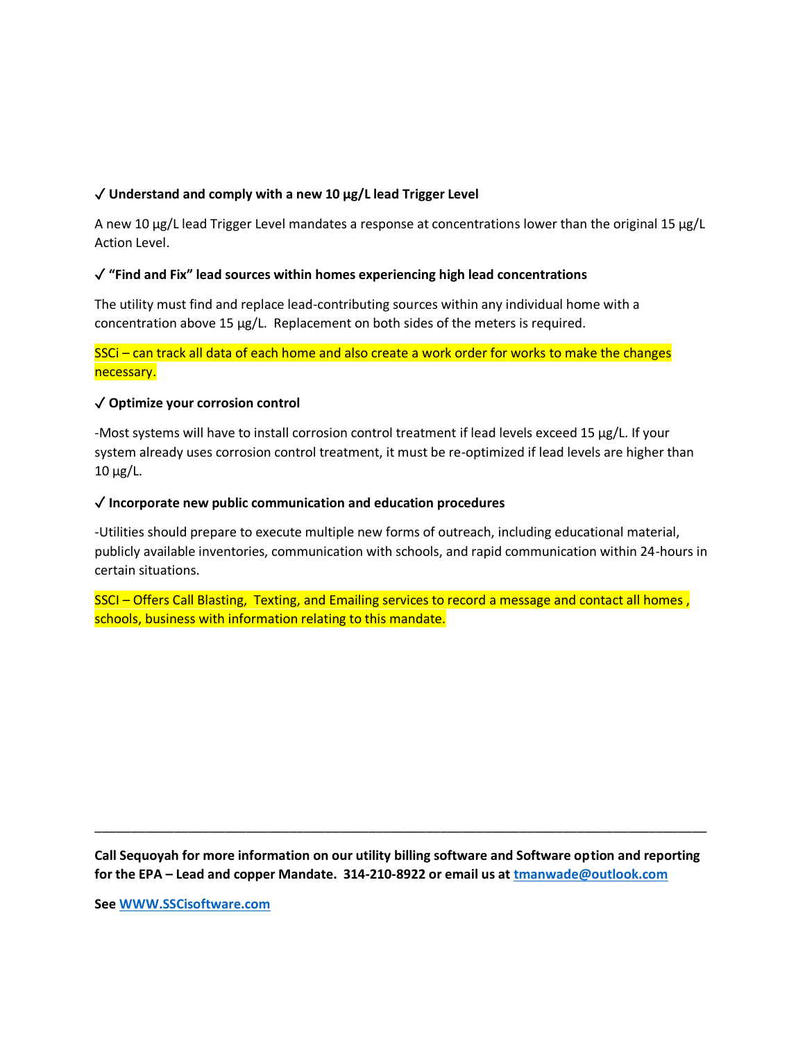**✓ Understand and comply with a new 10 µg/L lead Trigger Level**

A new 10 µg/L lead Trigger Level mandates a response at concentrations lower than the original 15 µg/L Action Level.

**✓ "Find and Fix" lead sources within homes experiencing high lead concentrations**

The utility must find and replace lead-contributing sources within any individual home with a concentration above 15 µg/L. Replacement on both sides of the meters is required.

SSCi – can track all data of each home and also create a work order for works to make the changes necessary.

**✓ Optimize your corrosion control**

-Most systems will have to install corrosion control treatment if lead levels exceed 15 µg/L. If your system already uses corrosion control treatment, it must be re-optimized if lead levels are higher than 10 µg/L.

**✓ Incorporate new public communication and education procedures**

-Utilities should prepare to execute multiple new forms of outreach, including educational material, publicly available inventories, communication with schools, and rapid communication within 24-hours in certain situations.

SSCI – Offers Call Blasting, Texting, and Emailing services to record a message and contact all homes , schools, business with information relating to this mandate.

---

**Call Sequoyah for more information on our utility billing software and Software option and reporting for the EPA – Lead and copper Mandate. 314-210-8922 or email us at [tmanwade@outlook.com](mailto:tmanwade@outlook.com)**

**See [WWW.SSCisoftware.com](http://WWW.SSCisoftware.com)**